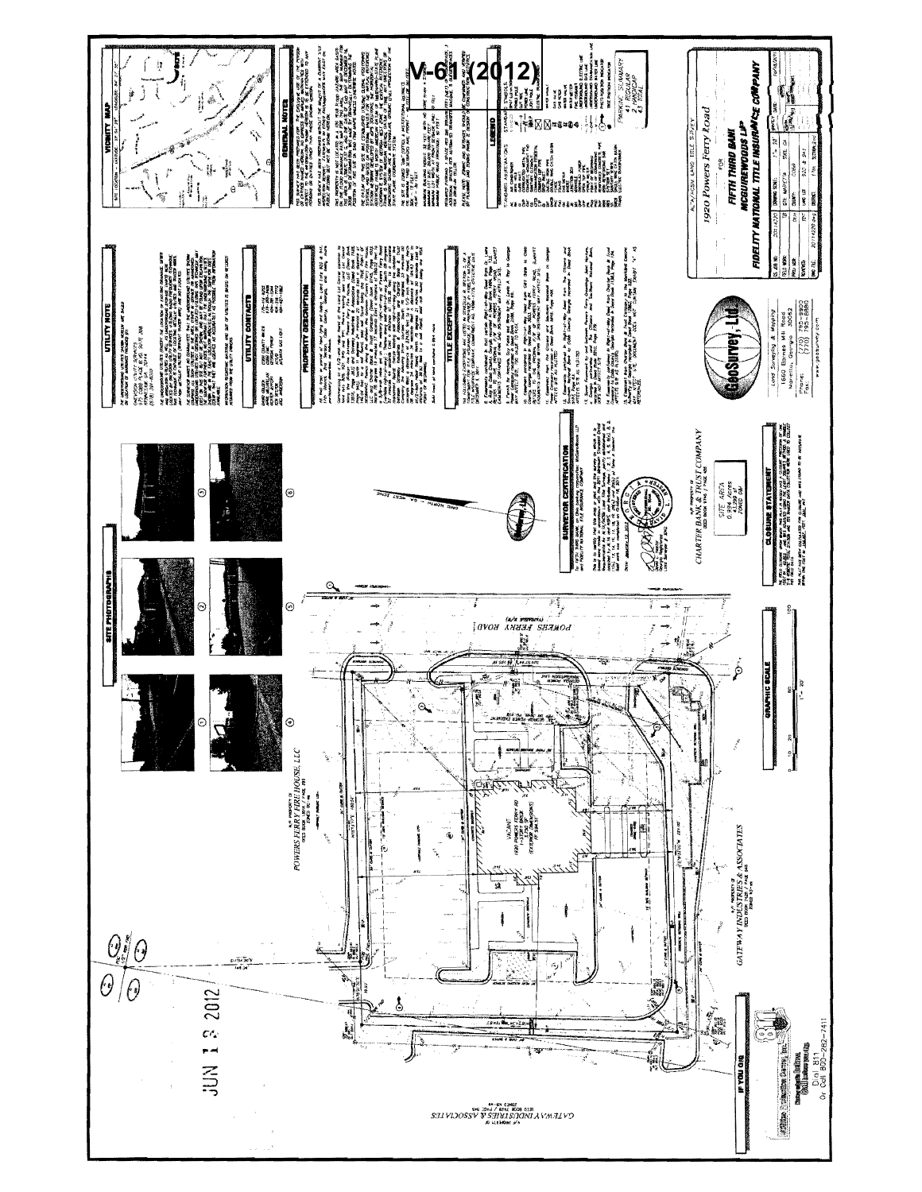V-61 (2012)

JUN 13 2012

## VICINITY MAP

## GENERAL NOTES

## UTILITY NOTE

## UTILITY CONTACTS

## PROPERTY DESCRIPTION

## TITLE EXCEPTIONS

## LEGEND

PARKING SUMMARY
41 REGULAR
2 HANDICAP
43 TOTAL

## SITE PHOTOGRAPHS

## SURVEYOR CERTIFICATION

## CLOSURE STATEMENT

## GRAPHIC SCALE

## IF YOU DIG

Dial 811
Or Call 800-282-7411

N/F PROPERTY OF
POWERS FERRY FIRE HOUSE, LLC

N/F PROPERTY OF
GATEWAY INDUSTRIES & ASSOCIATES

N/F PROPERTY OF
CHARTER BANK & TRUST COMPANY

POWERS FERRY ROAD

VACANT
1920 POWERS FERRY RD

SITE AREA
0.984 Acres

GeoSurvey, Ltd.

Land Surveying & Mapping
1660 Barnes Mill Road
Marietta, Georgia 30062
Phone: (770) 795-9900
Fax: (770) 795-8880
www.geosurvey.com

ALTA/ACSM LAND TITLE SURVEY
1920 Powers Ferry Road
FOR
FIFTH THIRD BANK
MCGUIREWOODS LLP
FIDELITY NATIONAL TITLE INSURANCE COMPANY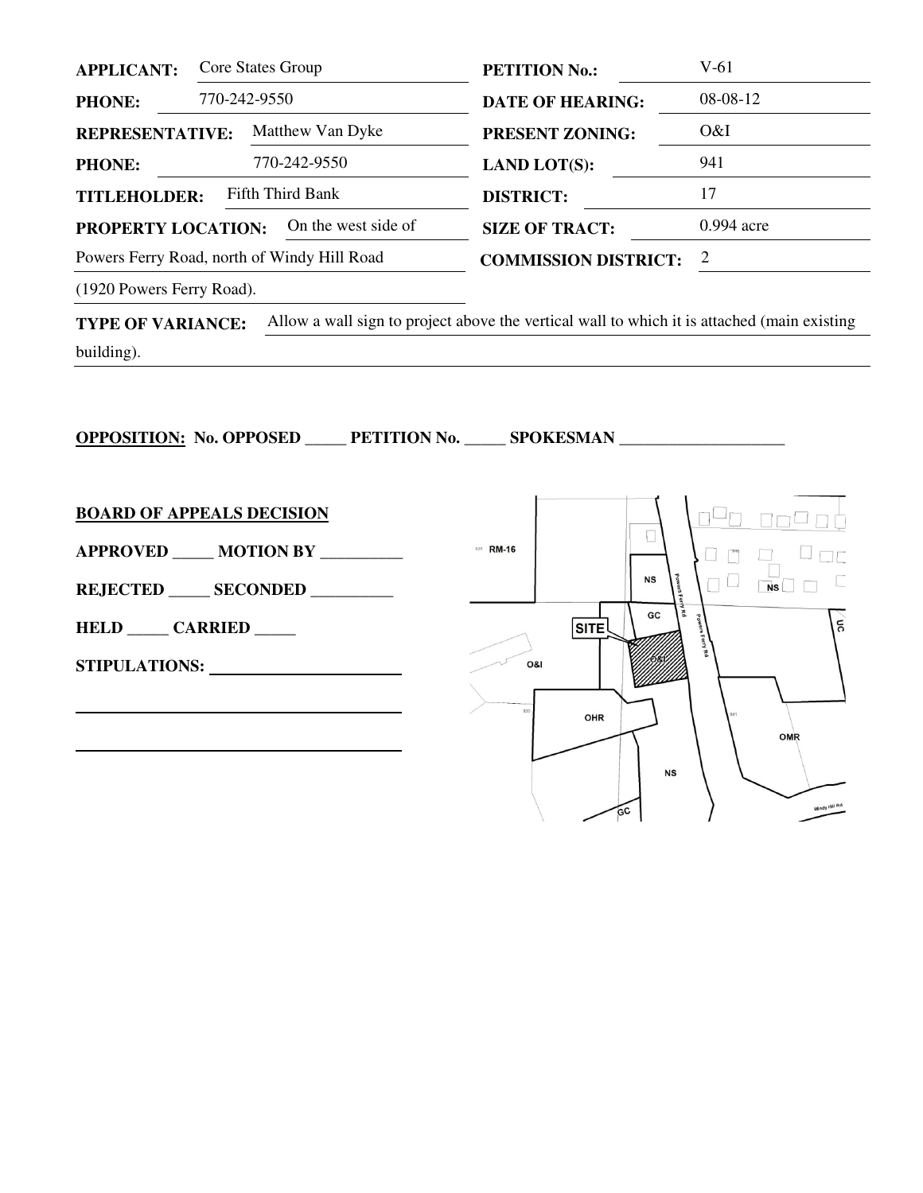| | | | |
|---|---|---|---|
| **APPLICANT:** | Core States Group | **PETITION No.:** | V-61 |
| **PHONE:** | 770-242-9550 | **DATE OF HEARING:** | 08-08-12 |
| **REPRESENTATIVE:** | Matthew Van Dyke | **PRESENT ZONING:** | O&I |
| **PHONE:** | 770-242-9550 | **LAND LOT(S):** | 941 |
| **TITLEHOLDER:** | Fifth Third Bank | **DISTRICT:** | 17 |
| **PROPERTY LOCATION:** | On the west side of Powers Ferry Road, north of Windy Hill Road (1920 Powers Ferry Road). | **SIZE OF TRACT:** | 0.994 acre |
| | | **COMMISSION DISTRICT:** | 2 |

**TYPE OF VARIANCE:** Allow a wall sign to project above the vertical wall to which it is attached (main existing building).

**OPPOSITION: No. OPPOSED _____ PETITION No. _____ SPOKESMAN ____________________**

**BOARD OF APPEALS DECISION**

**APPROVED _____ MOTION BY __________**

**REJECTED _____ SECONDED __________**

**HELD _____ CARRIED _____**

**STIPULATIONS:** ______________________

______________________________________

______________________________________

RM-16 NS GC SITE O&I OHR NS GC OMR NS UC Powers Ferry Rd Windy Hill Rd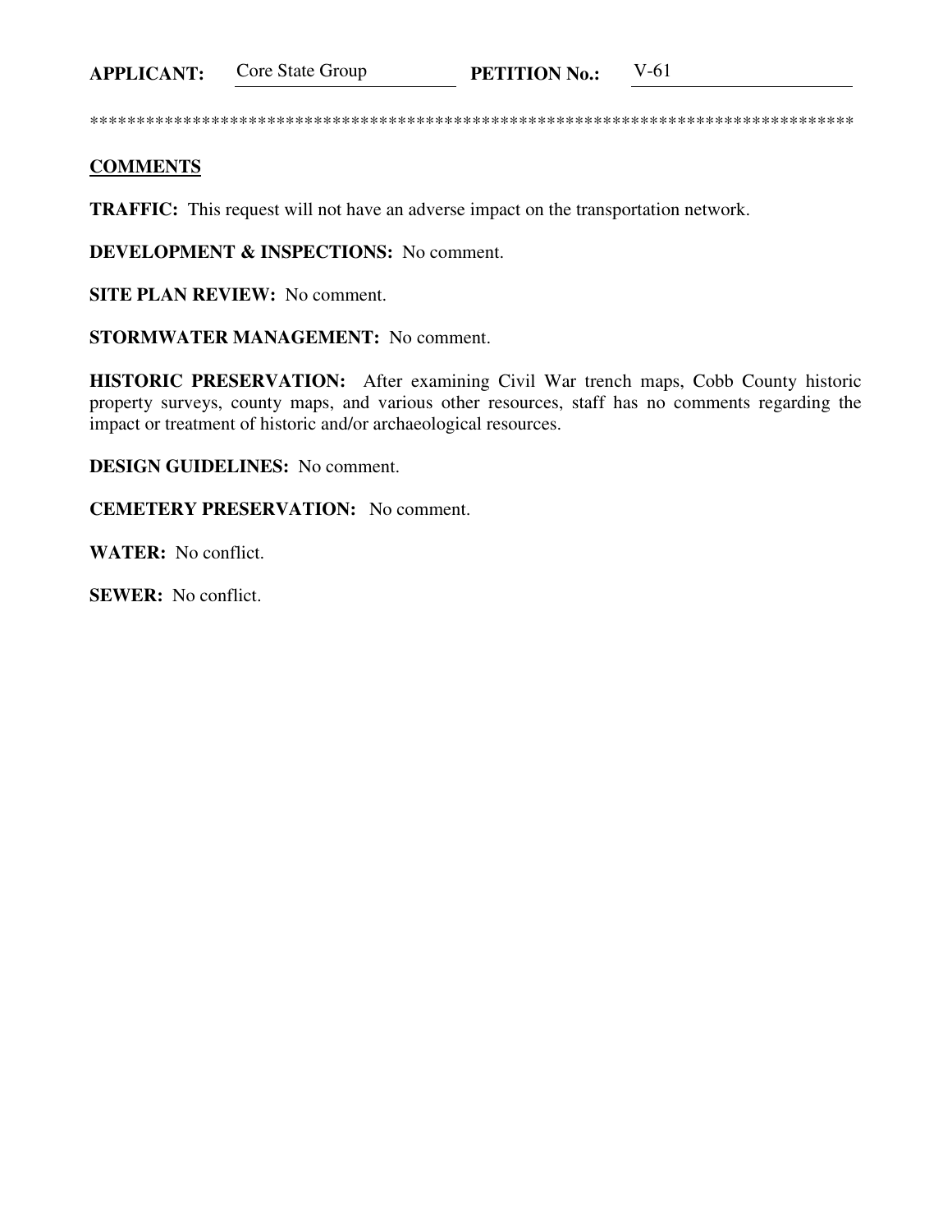**APPLICANT:** Core State Group **PETITION No.:** V-61

*************************************************************************************

**COMMENTS**

**TRAFFIC:** This request will not have an adverse impact on the transportation network.

**DEVELOPMENT & INSPECTIONS:** No comment.

**SITE PLAN REVIEW:** No comment.

**STORMWATER MANAGEMENT:** No comment.

**HISTORIC PRESERVATION:** After examining Civil War trench maps, Cobb County historic property surveys, county maps, and various other resources, staff has no comments regarding the impact or treatment of historic and/or archaeological resources.

**DESIGN GUIDELINES:** No comment.

**CEMETERY PRESERVATION:** No comment.

**WATER:** No conflict.

**SEWER:** No conflict.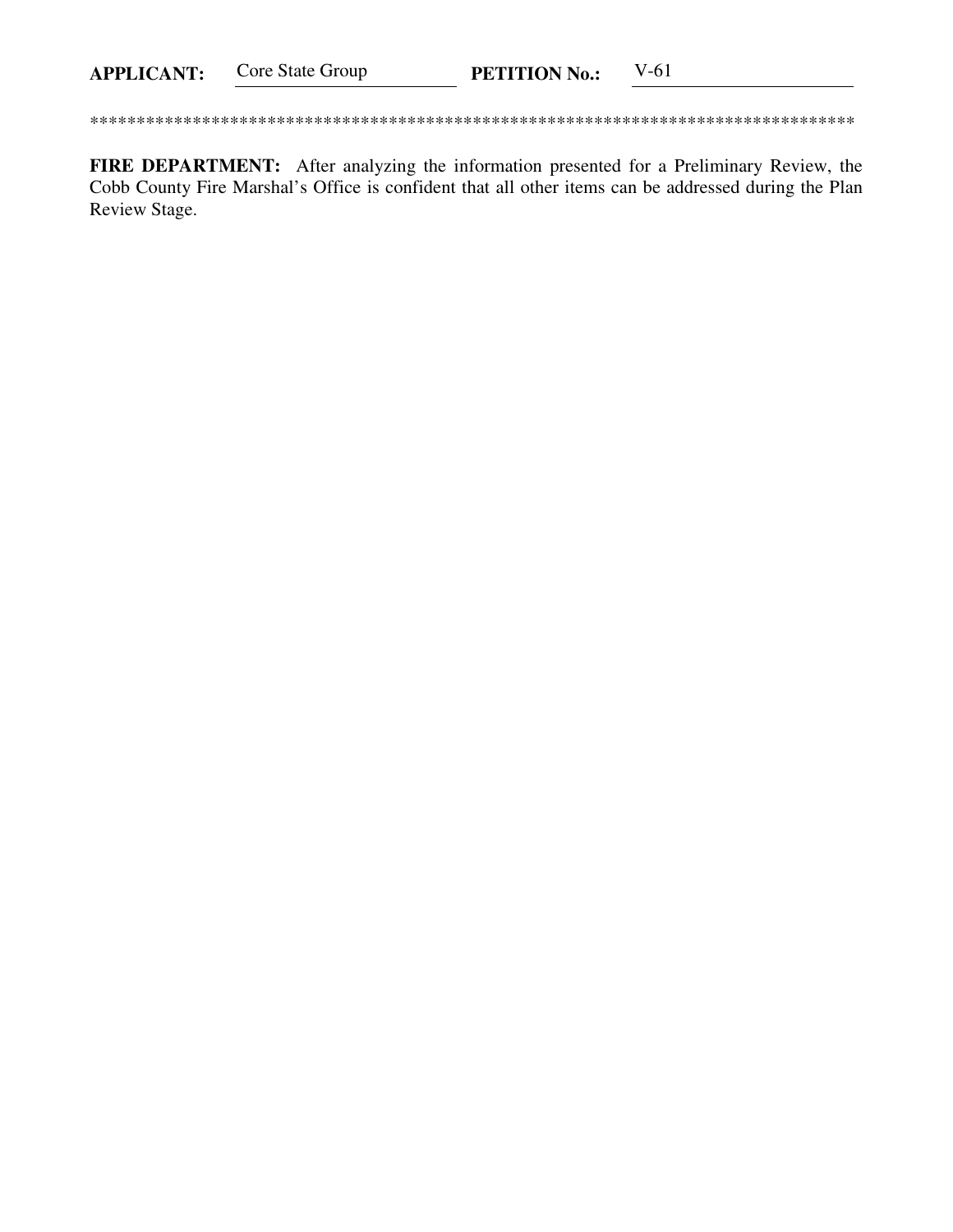**APPLICANT:** Core State Group **PETITION No.:** V-61

\*\*\*\*\*\*\*\*\*\*\*\*\*\*\*\*\*\*\*\*\*\*\*\*\*\*\*\*\*\*\*\*\*\*\*\*\*\*\*\*\*\*\*\*\*\*\*\*\*\*\*\*\*\*\*\*\*\*\*\*\*\*\*\*\*\*\*\*\*\*\*\*\*\*\*\*\*\*\*\*\*\*

**FIRE DEPARTMENT:** After analyzing the information presented for a Preliminary Review, the Cobb County Fire Marshal's Office is confident that all other items can be addressed during the Plan Review Stage.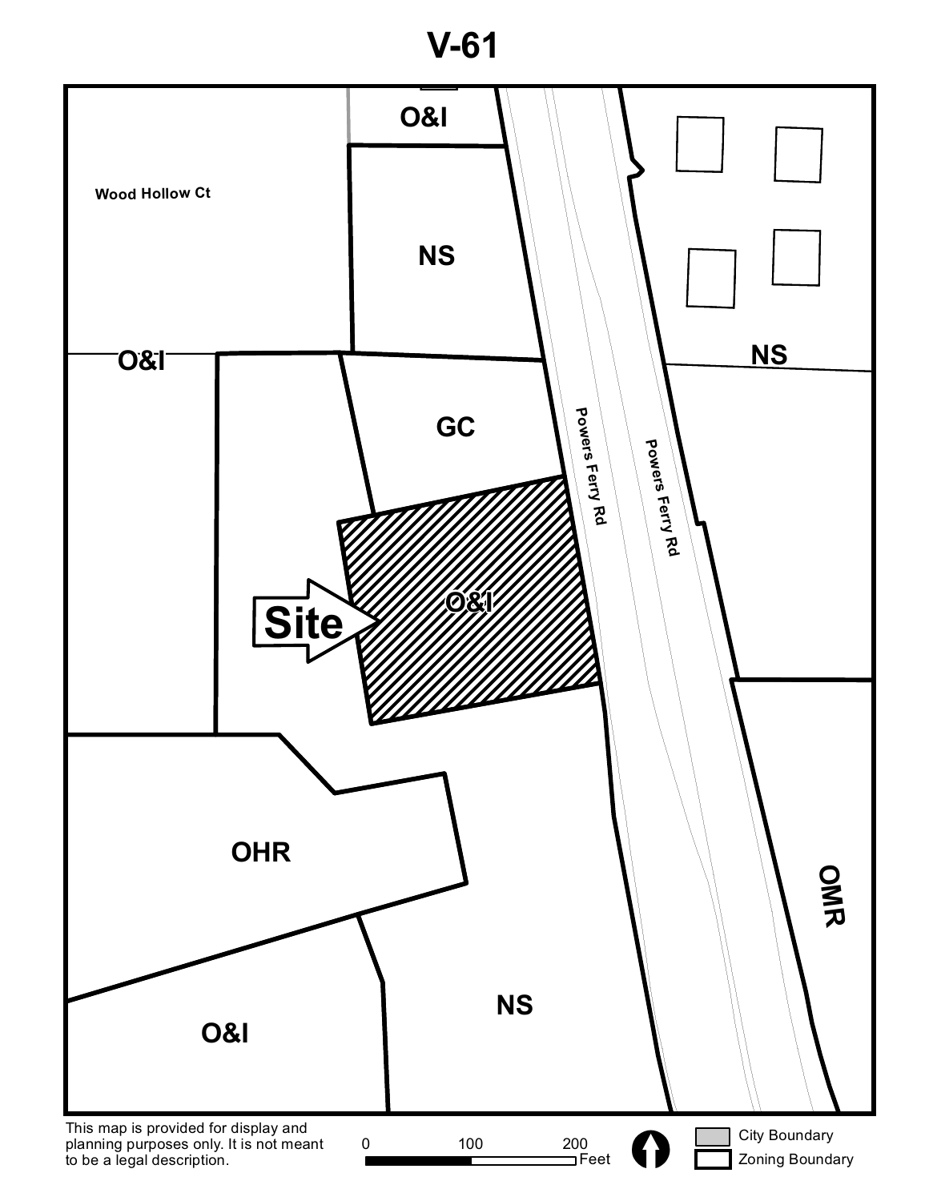# V-61

O&I

Wood Hollow Ct

NS

O&I

NS

GC

Powers Ferry Rd

Powers Ferry Rd

Site

O&I

OHR

OMR

NS

O&I

This map is provided for display and planning purposes only. It is not meant to be a legal description.

0 100 200 Feet

City Boundary

Zoning Boundary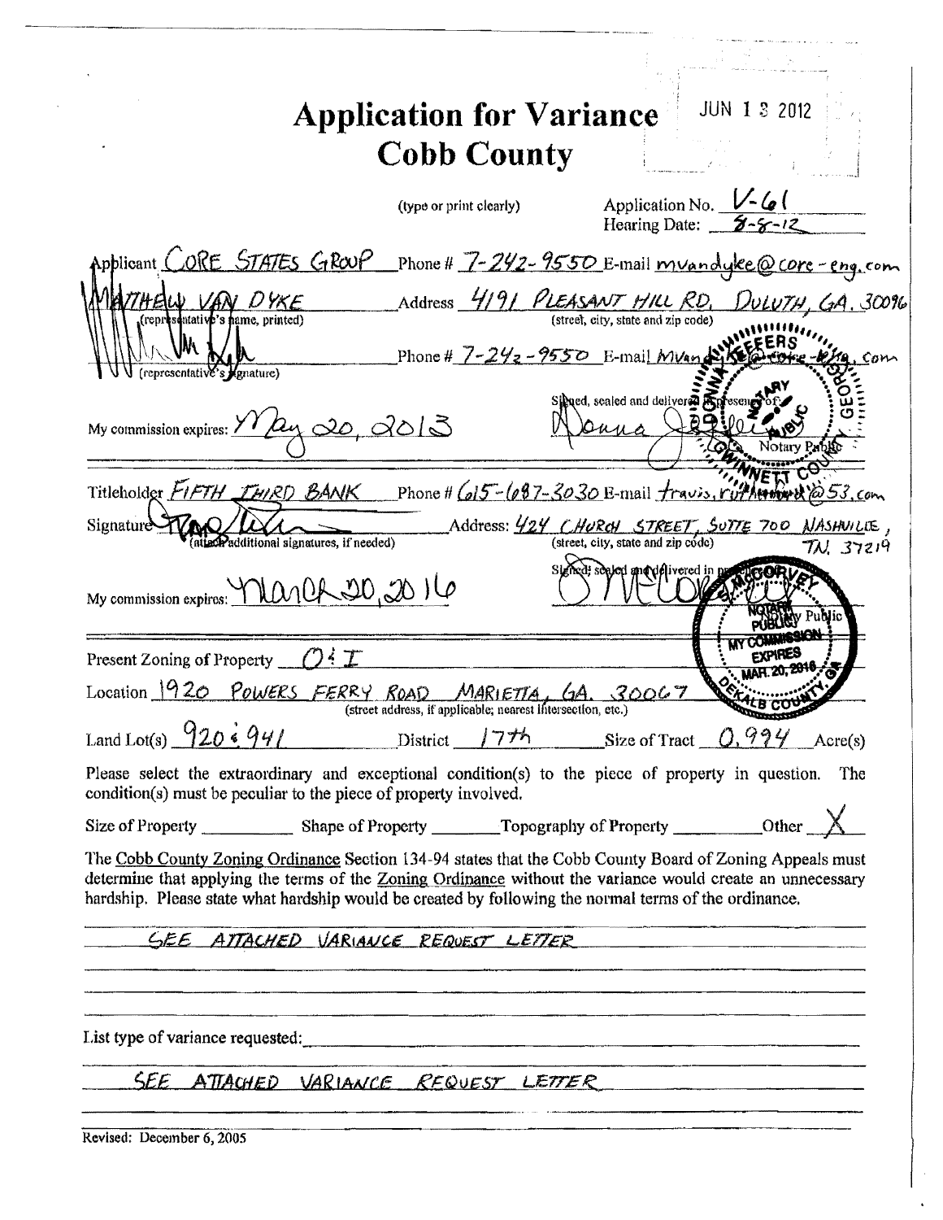# Application for Variance
# Cobb County

JUN 1 3 2012

(type or print clearly)

Application No. V-61
Hearing Date: 8-8-12

Applicant CORE STATES GROUP Phone # 7-242-9550 E-mail mvandyke@core-eng.com

MATTHEW VAN DYKE Address 4191 PLEASANT HILL RD, DULUTH, GA. 30096
(representative's name, printed) (street, city, state and zip code)

[signature] Phone # 7-242-9550 E-mail MVandyke@core-eng.com
(representative's signature)

My commission expires: May 20, 2013

Signed, sealed and delivered in presence of:
[signature]
Notary Public

Titleholder FIFTH THIRD BANK Phone # 615-687-3030 E-mail travis.ruffman@53.com

Signature [signature] Address: 424 CHURCH STREET, SUITE 700 NASHVILLE, TN. 37219
(attach additional signatures, if needed) (street, city, state and zip code)

My commission expires: March 20, 2016

Signed, sealed and delivered in presence of:
[signature]
Notary Public

Present Zoning of Property O & I

Location 1920 POWERS FERRY ROAD MARIETTA, GA. 30067
(street address, if applicable; nearest intersection, etc.)

Land Lot(s) 920 & 941 District 17th Size of Tract 0.994 Acre(s)

Please select the extraordinary and exceptional condition(s) to the piece of property in question. The condition(s) must be peculiar to the piece of property involved.

Size of Property ______ Shape of Property ______ Topography of Property ______ Other X

The Cobb County Zoning Ordinance Section 134-94 states that the Cobb County Board of Zoning Appeals must determine that applying the terms of the Zoning Ordinance without the variance would create an unnecessary hardship. Please state what hardship would be created by following the normal terms of the ordinance.

SEE ATTACHED VARIANCE REQUEST LETTER

List type of variance requested:

SEE ATTACHED VARIANCE REQUEST LETTER

Revised: December 6, 2005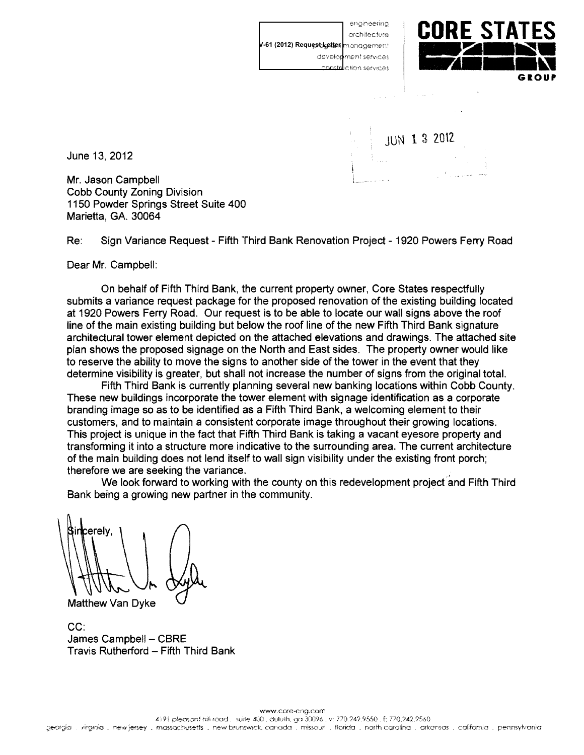V-61 (2012) Request Letter

engineering
architecture
management
development services
construction services

**CORE STATES GROUP**

JUN 13 2012

June 13, 2012

Mr. Jason Campbell
Cobb County Zoning Division
1150 Powder Springs Street Suite 400
Marietta, GA. 30064

Re: Sign Variance Request - Fifth Third Bank Renovation Project - 1920 Powers Ferry Road

Dear Mr. Campbell:

On behalf of Fifth Third Bank, the current property owner, Core States respectfully submits a variance request package for the proposed renovation of the existing building located at 1920 Powers Ferry Road. Our request is to be able to locate our wall signs above the roof line of the main existing building but below the roof line of the new Fifth Third Bank signature architectural tower element depicted on the attached elevations and drawings. The attached site plan shows the proposed signage on the North and East sides. The property owner would like to reserve the ability to move the signs to another side of the tower in the event that they determine visibility is greater, but shall not increase the number of signs from the original total.

Fifth Third Bank is currently planning several new banking locations within Cobb County. These new buildings incorporate the tower element with signage identification as a corporate branding image so as to be identified as a Fifth Third Bank, a welcoming element to their customers, and to maintain a consistent corporate image throughout their growing locations. This project is unique in the fact that Fifth Third Bank is taking a vacant eyesore property and transforming it into a structure more indicative to the surrounding area. The current architecture of the main building does not lend itself to wall sign visibility under the existing front porch; therefore we are seeking the variance.

We look forward to working with the county on this redevelopment project and Fifth Third Bank being a growing new partner in the community.

Sincerely,

Matthew Van Dyke

CC:
James Campbell – CBRE
Travis Rutherford – Fifth Third Bank

www.core-eng.com
4191 pleasant hill road . suite 400 . duluth, ga 30096 . v: 770.242.9550 . f: 770.242.9560
georgia . virginia . new jersey . massachusetts . new brunswick, canada . missouri . florida . north carolina . arkansas . california . pennsylvania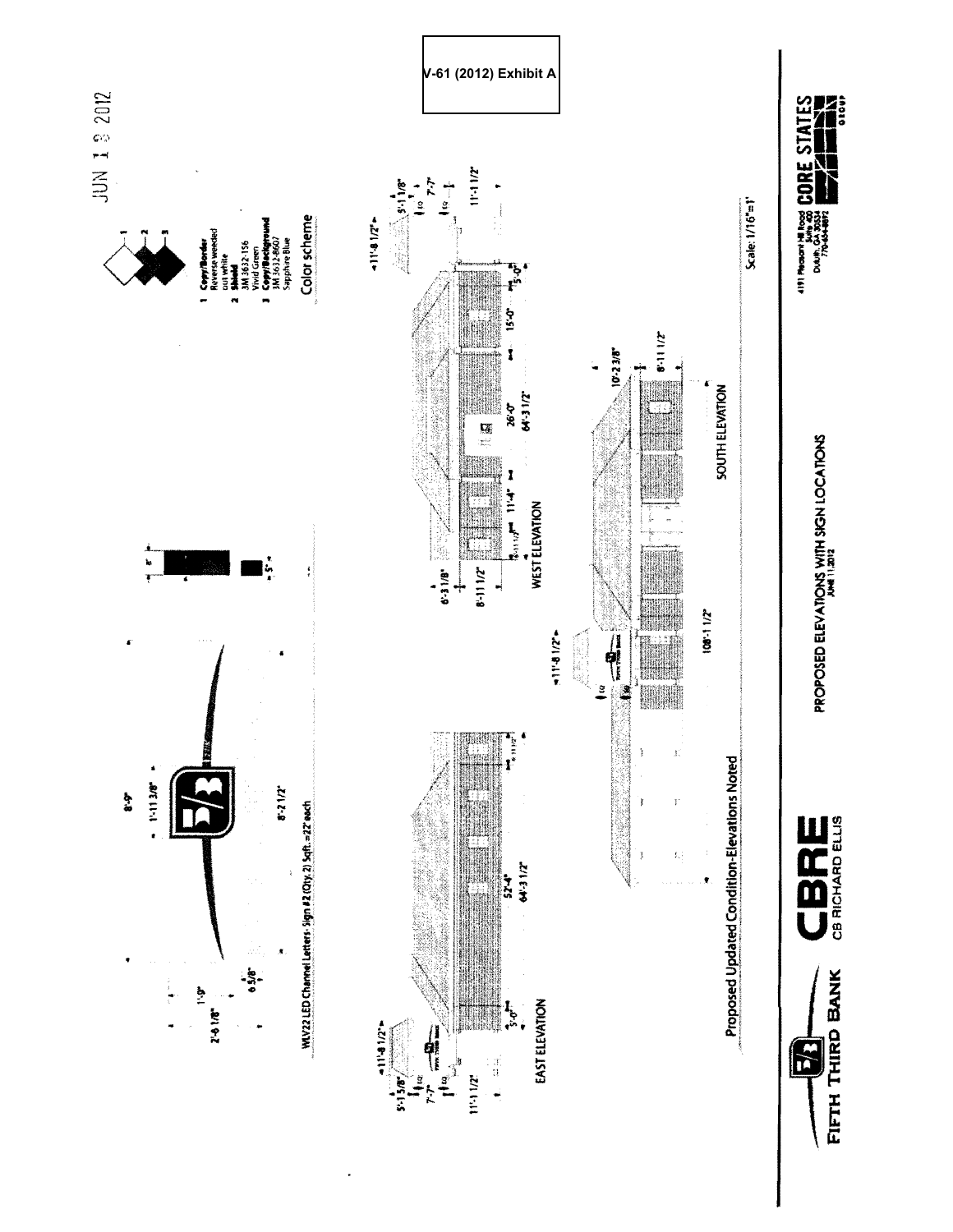V-61 (2012) Exhibit A

JUN 1 9 2012

1 Copy/Border
Reverse weeded
out white
2 Shield
3M 3632-156
Vivid Green
3 Copy/Background
3M 3632-8607
Sapphire Blue

Color scheme

8'-9"
1'-11 3/8"
1'-9"
2'-6 1/8"
6 5/8"
8'-2 1/2"
8"
5"

WLV22 LED Channel Letters - Sign #2 (Qty. 2) Sqft. =22' each

11'-8 1/2"
5'-1 1/8"
7'-7"
11'-1 1/2"
6'-3 1/8"
8'-11 1/2"
11'-4"
26'-0"
15'-0"
5'-0"
64'-3 1/2"

WEST ELEVATION

11'-8 1/2"
5'-1 5/8"
7'-7"
11'-1 1/2"
5'-0"
52'-4"
64'-3 1/2"

EAST ELEVATION

11'-8 1/2"
10'-2 3/8"
8'-11 1/2"
108'-1 1/2"

SOUTH ELEVATION

Proposed Updated Condition-Elevations Noted

Scale: 1/16"=1'

FIFTH THIRD BANK

CBRE
CB RICHARD ELLIS

PROPOSED ELEVATIONS WITH SIGN LOCATONS
JUNE 11,2012

4191 Pleasant Hill Road
Suite 400
Duluth, GA 30096
770-654-8892

CORE STATES
GROUP